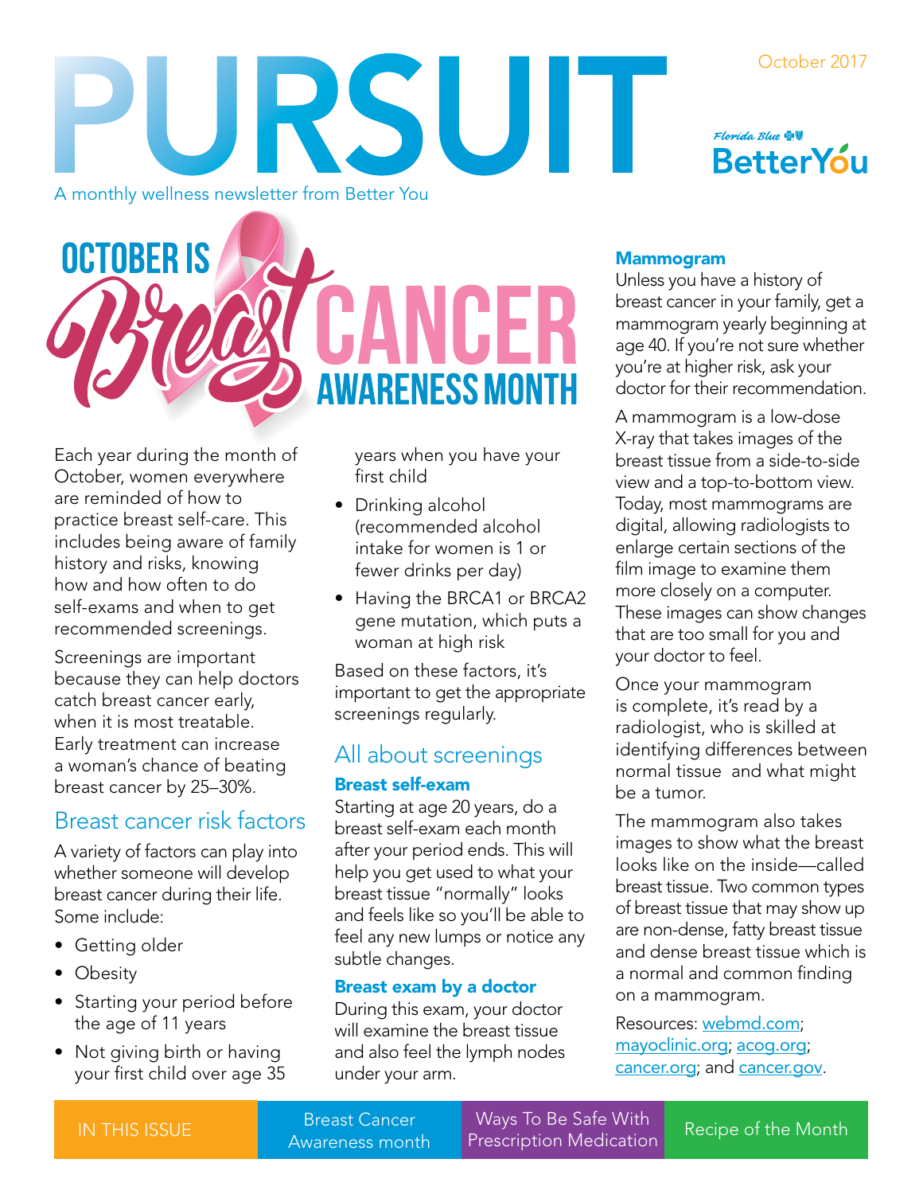# PURSUIT

October 2017

A monthly wellness newsletter from Better You

Florida Blue BetterYou

# October is Breast Cancer Awareness Month

Each year during the month of October, women everywhere are reminded of how to practice breast self-care. This includes being aware of family history and risks, knowing how and how often to do self-exams and when to get recommended screenings.

Screenings are important because they can help doctors catch breast cancer early, when it is most treatable. Early treatment can increase a woman's chance of beating breast cancer by 25–30%.

## Breast cancer risk factors

A variety of factors can play into whether someone will develop breast cancer during their life. Some include:

- Getting older
- Obesity
- Starting your period before the age of 11 years
- Not giving birth or having your first child over age 35 years when you have your first child
- Drinking alcohol (recommended alcohol intake for women is 1 or fewer drinks per day)
- Having the BRCA1 or BRCA2 gene mutation, which puts a woman at high risk

Based on these factors, it's important to get the appropriate screenings regularly.

## All about screenings

### Breast self-exam

Starting at age 20 years, do a breast self-exam each month after your period ends. This will help you get used to what your breast tissue "normally" looks and feels like so you'll be able to feel any new lumps or notice any subtle changes.

### Breast exam by a doctor

During this exam, your doctor will examine the breast tissue and also feel the lymph nodes under your arm.

### Mammogram

Unless you have a history of breast cancer in your family, get a mammogram yearly beginning at age 40. If you're not sure whether you're at higher risk, ask your doctor for their recommendation.

A mammogram is a low-dose X-ray that takes images of the breast tissue from a side-to-side view and a top-to-bottom view. Today, most mammograms are digital, allowing radiologists to enlarge certain sections of the film image to examine them more closely on a computer. These images can show changes that are too small for you and your doctor to feel.

Once your mammogram is complete, it's read by a radiologist, who is skilled at identifying differences between normal tissue and what might be a tumor.

The mammogram also takes images to show what the breast looks like on the inside—called breast tissue. Two common types of breast tissue that may show up are non-dense, fatty breast tissue and dense breast tissue which is a normal and common finding on a mammogram.

Resources: webmd.com; mayoclinic.org; acog.org; cancer.org; and cancer.gov.

| IN THIS ISSUE | Breast Cancer Awareness month | Ways To Be Safe With Prescription Medication | Recipe of the Month |
|---|---|---|---|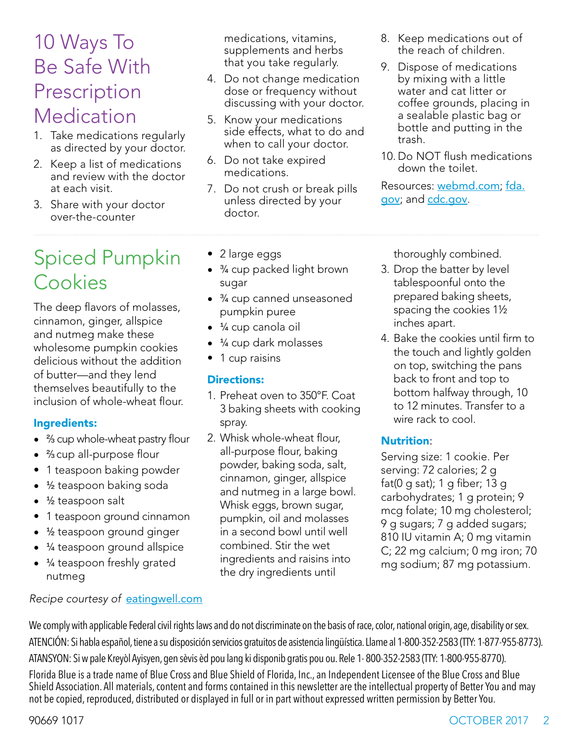# 10 Ways To Be Safe With Prescription Medication

1. Take medications regularly as directed by your doctor.
2. Keep a list of medications and review with the doctor at each visit.
3. Share with your doctor over-the-counter medications, vitamins, supplements and herbs that you take regularly.
4. Do not change medication dose or frequency without discussing with your doctor.
5. Know your medications side effects, what to do and when to call your doctor.
6. Do not take expired medications.
7. Do not crush or break pills unless directed by your doctor.
8. Keep medications out of the reach of children.
9. Dispose of medications by mixing with a little water and cat litter or coffee grounds, placing in a sealable plastic bag or bottle and putting in the trash.
10. Do NOT flush medications down the toilet.

Resources: webmd.com; fda.gov; and cdc.gov.

# Spiced Pumpkin Cookies

The deep flavors of molasses, cinnamon, ginger, allspice and nutmeg make these wholesome pumpkin cookies delicious without the addition of butter—and they lend themselves beautifully to the inclusion of whole-wheat flour.

**Ingredients:**

- ⅔ cup whole-wheat pastry flour
- ⅔ cup all-purpose flour
- 1 teaspoon baking powder
- ½ teaspoon baking soda
- ½ teaspoon salt
- 1 teaspoon ground cinnamon
- ½ teaspoon ground ginger
- ¼ teaspoon ground allspice
- ¼ teaspoon freshly grated nutmeg
- 2 large eggs
- ¾ cup packed light brown sugar
- ¾ cup canned unseasoned pumpkin puree
- ¼ cup canola oil
- ¼ cup dark molasses
- 1 cup raisins

**Directions:**

1. Preheat oven to 350°F. Coat 3 baking sheets with cooking spray.
2. Whisk whole-wheat flour, all-purpose flour, baking powder, baking soda, salt, cinnamon, ginger, allspice and nutmeg in a large bowl. Whisk eggs, brown sugar, pumpkin, oil and molasses in a second bowl until well combined. Stir the wet ingredients and raisins into the dry ingredients until thoroughly combined.
3. Drop the batter by level tablespoonful onto the prepared baking sheets, spacing the cookies 1½ inches apart.
4. Bake the cookies until firm to the touch and lightly golden on top, switching the pans back to front and top to bottom halfway through, 10 to 12 minutes. Transfer to a wire rack to cool.

**Nutrition**:

Serving size: 1 cookie. Per serving: 72 calories; 2 g fat(0 g sat); 1 g fiber; 13 g carbohydrates; 1 g protein; 9 mcg folate; 10 mg cholesterol; 9 g sugars; 7 g added sugars; 810 IU vitamin A; 0 mg vitamin C; 22 mg calcium; 0 mg iron; 70 mg sodium; 87 mg potassium.

*Recipe courtesy of* eatingwell.com

We comply with applicable Federal civil rights laws and do not discriminate on the basis of race, color, national origin, age, disability or sex.

ATENCIÓN: Si habla español, tiene a su disposición servicios gratuitos de asistencia lingüística. Llame al 1-800-352-2583 (TTY: 1-877-955-8773).

ATANSYON: Si w pale Kreyòl Ayisyen, gen sèvis èd pou lang ki disponib gratis pou ou. Rele 1- 800-352-2583 (TTY: 1-800-955-8770).

Florida Blue is a trade name of Blue Cross and Blue Shield of Florida, Inc., an Independent Licensee of the Blue Cross and Blue Shield Association. All materials, content and forms contained in this newsletter are the intellectual property of Better You and may not be copied, reproduced, distributed or displayed in full or in part without expressed written permission by Better You.

90669 1017